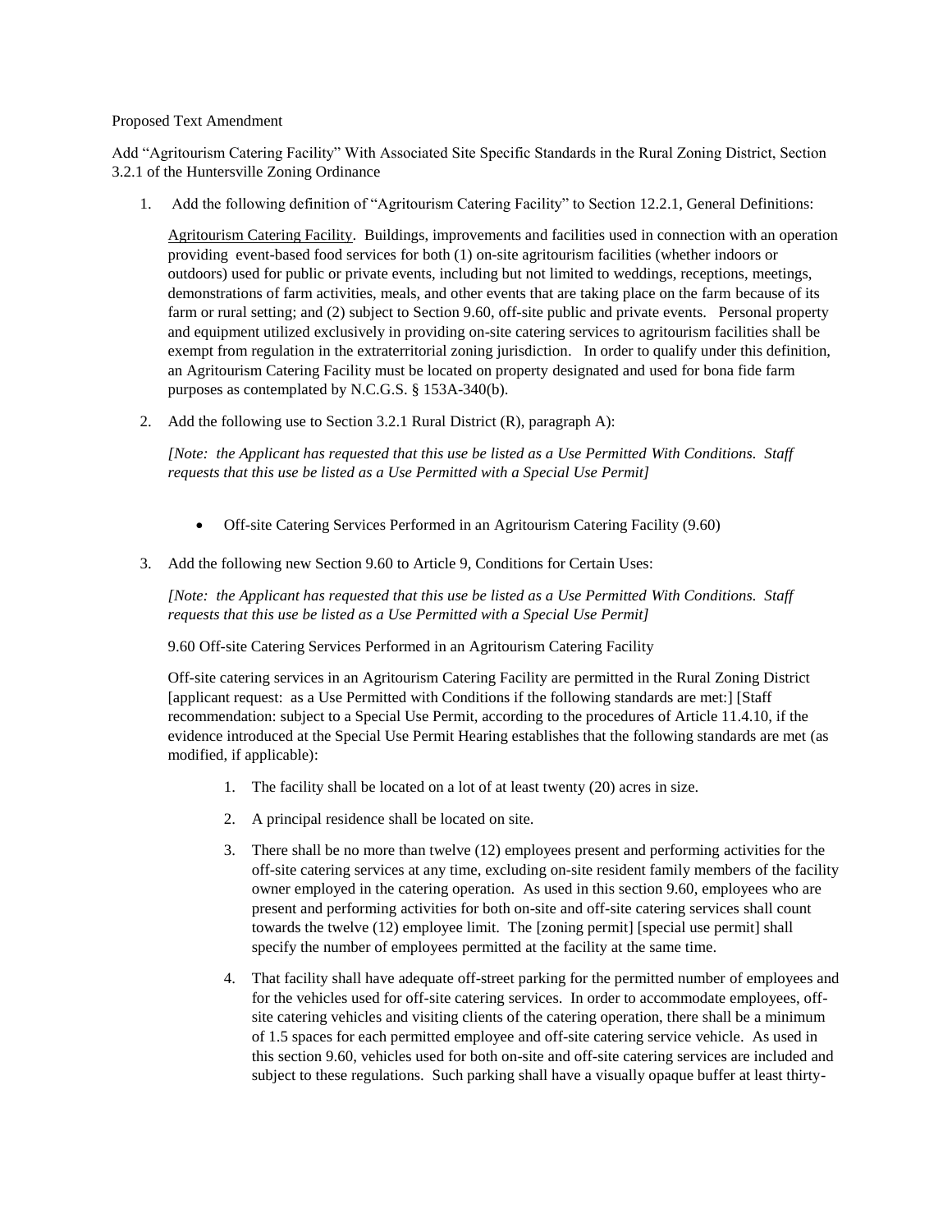Proposed Text Amendment

Add "Agritourism Catering Facility" With Associated Site Specific Standards in the Rural Zoning District, Section 3.2.1 of the Huntersville Zoning Ordinance

1. Add the following definition of "Agritourism Catering Facility" to Section 12.2.1, General Definitions:

   Agritourism Catering Facility. Buildings, improvements and facilities used in connection with an operation providing event-based food services for both (1) on-site agritourism facilities (whether indoors or outdoors) used for public or private events, including but not limited to weddings, receptions, meetings, demonstrations of farm activities, meals, and other events that are taking place on the farm because of its farm or rural setting; and (2) subject to Section 9.60, off-site public and private events. Personal property and equipment utilized exclusively in providing on-site catering services to agritourism facilities shall be exempt from regulation in the extraterritorial zoning jurisdiction. In order to qualify under this definition, an Agritourism Catering Facility must be located on property designated and used for bona fide farm purposes as contemplated by N.C.G.S. § 153A-340(b).

2. Add the following use to Section 3.2.1 Rural District (R), paragraph A):

   *[Note: the Applicant has requested that this use be listed as a Use Permitted With Conditions. Staff requests that this use be listed as a Use Permitted with a Special Use Permit]*

   - Off-site Catering Services Performed in an Agritourism Catering Facility (9.60)

3. Add the following new Section 9.60 to Article 9, Conditions for Certain Uses:

   *[Note: the Applicant has requested that this use be listed as a Use Permitted With Conditions. Staff requests that this use be listed as a Use Permitted with a Special Use Permit]*

   9.60 Off-site Catering Services Performed in an Agritourism Catering Facility

   Off-site catering services in an Agritourism Catering Facility are permitted in the Rural Zoning District [applicant request: as a Use Permitted with Conditions if the following standards are met:] [Staff recommendation: subject to a Special Use Permit, according to the procedures of Article 11.4.10, if the evidence introduced at the Special Use Permit Hearing establishes that the following standards are met (as modified, if applicable):

   1. The facility shall be located on a lot of at least twenty (20) acres in size.
   2. A principal residence shall be located on site.
   3. There shall be no more than twelve (12) employees present and performing activities for the off-site catering services at any time, excluding on-site resident family members of the facility owner employed in the catering operation. As used in this section 9.60, employees who are present and performing activities for both on-site and off-site catering services shall count towards the twelve (12) employee limit. The [zoning permit] [special use permit] shall specify the number of employees permitted at the facility at the same time.
   4. That facility shall have adequate off-street parking for the permitted number of employees and for the vehicles used for off-site catering services. In order to accommodate employees, off-site catering vehicles and visiting clients of the catering operation, there shall be a minimum of 1.5 spaces for each permitted employee and off-site catering service vehicle. As used in this section 9.60, vehicles used for both on-site and off-site catering services are included and subject to these regulations. Such parking shall have a visually opaque buffer at least thirty-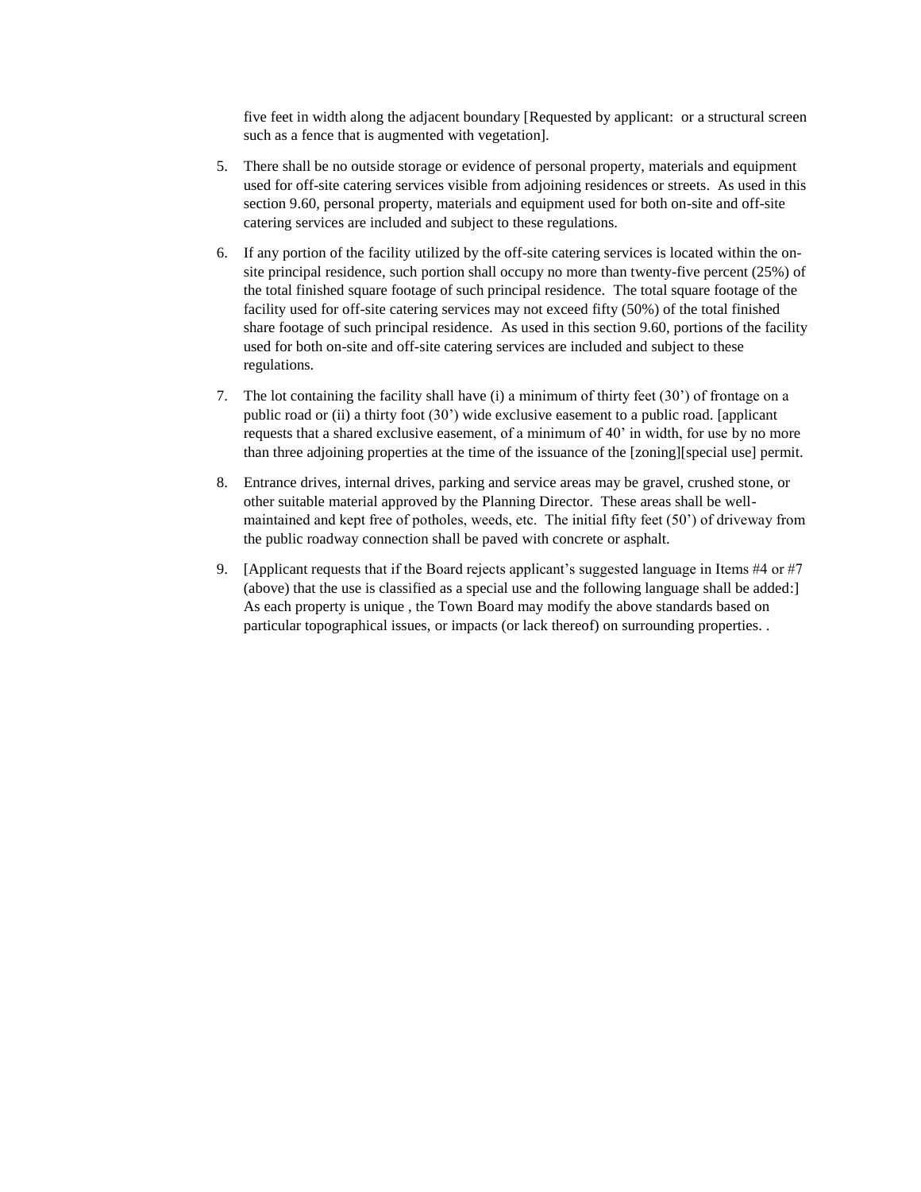five feet in width along the adjacent boundary [Requested by applicant: or a structural screen such as a fence that is augmented with vegetation].

5. There shall be no outside storage or evidence of personal property, materials and equipment used for off-site catering services visible from adjoining residences or streets. As used in this section 9.60, personal property, materials and equipment used for both on-site and off-site catering services are included and subject to these regulations.

6. If any portion of the facility utilized by the off-site catering services is located within the on-site principal residence, such portion shall occupy no more than twenty-five percent (25%) of the total finished square footage of such principal residence. The total square footage of the facility used for off-site catering services may not exceed fifty (50%) of the total finished share footage of such principal residence. As used in this section 9.60, portions of the facility used for both on-site and off-site catering services are included and subject to these regulations.

7. The lot containing the facility shall have (i) a minimum of thirty feet (30') of frontage on a public road or (ii) a thirty foot (30') wide exclusive easement to a public road. [applicant requests that a shared exclusive easement, of a minimum of 40' in width, for use by no more than three adjoining properties at the time of the issuance of the [zoning][special use] permit.

8. Entrance drives, internal drives, parking and service areas may be gravel, crushed stone, or other suitable material approved by the Planning Director. These areas shall be well-maintained and kept free of potholes, weeds, etc. The initial fifty feet (50') of driveway from the public roadway connection shall be paved with concrete or asphalt.

9. [Applicant requests that if the Board rejects applicant's suggested language in Items #4 or #7 (above) that the use is classified as a special use and the following language shall be added:] As each property is unique , the Town Board may modify the above standards based on particular topographical issues, or impacts (or lack thereof) on surrounding properties. .